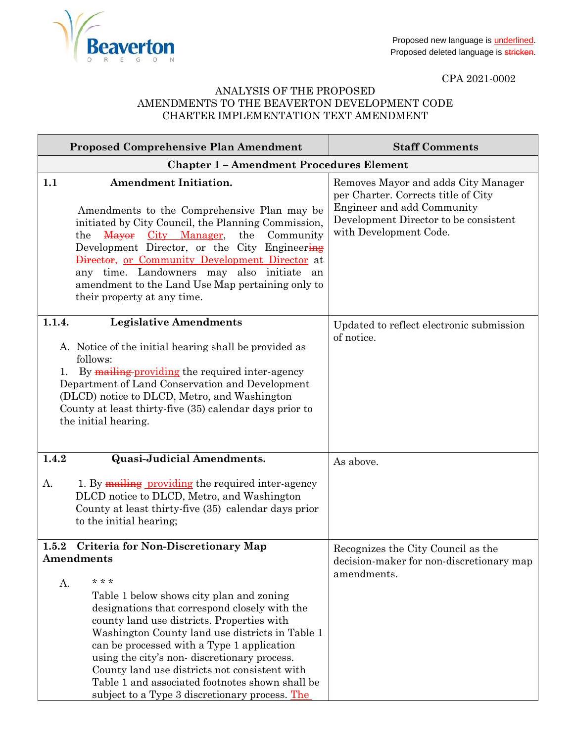Proposed new language is <u>underlined</u>.
Proposed deleted language is ~~stricken~~.

CPA 2021-0002

# ANALYSIS OF THE PROPOSED AMENDMENTS TO THE BEAVERTON DEVELOPMENT CODE CHARTER IMPLEMENTATION TEXT AMENDMENT

| Proposed Comprehensive Plan Amendment | Staff Comments |
|---|---|
| **Chapter 1 – Amendment Procedures Element** | |
| **1.1 Amendment Initiation.**<br><br>Amendments to the Comprehensive Plan may be initiated by City Council, the Planning Commission, the ~~Mayor~~ <u>City Manager</u>, the Community Development Director, or the City Engineer~~ing Director~~, <u>or Community Development Director</u> at any time. Landowners may also initiate an amendment to the Land Use Map pertaining only to their property at any time. | Removes Mayor and adds City Manager per Charter. Corrects title of City Engineer and add Community Development Director to be consistent with Development Code. |
| **1.1.4. Legislative Amendments**<br><br>A. Notice of the initial hearing shall be provided as follows:<br>1. By ~~mailing~~ <u>providing</u> the required inter-agency Department of Land Conservation and Development (DLCD) notice to DLCD, Metro, and Washington County at least thirty-five (35) calendar days prior to the initial hearing. | Updated to reflect electronic submission of notice. |
| **1.4.2 Quasi-Judicial Amendments.**<br><br>A. 1. By ~~mailing~~ <u>providing</u> the required inter-agency DLCD notice to DLCD, Metro, and Washington County at least thirty-five (35) calendar days prior to the initial hearing; | As above. |
| **1.5.2 Criteria for Non-Discretionary Map Amendments**<br><br>A. * * *<br>Table 1 below shows city plan and zoning designations that correspond closely with the county land use districts. Properties with Washington County land use districts in Table 1 can be processed with a Type 1 application using the city's non- discretionary process. County land use districts not consistent with Table 1 and associated footnotes shown shall be subject to a Type 3 discretionary process. <u>The</u> | Recognizes the City Council as the decision-maker for non-discretionary map amendments. |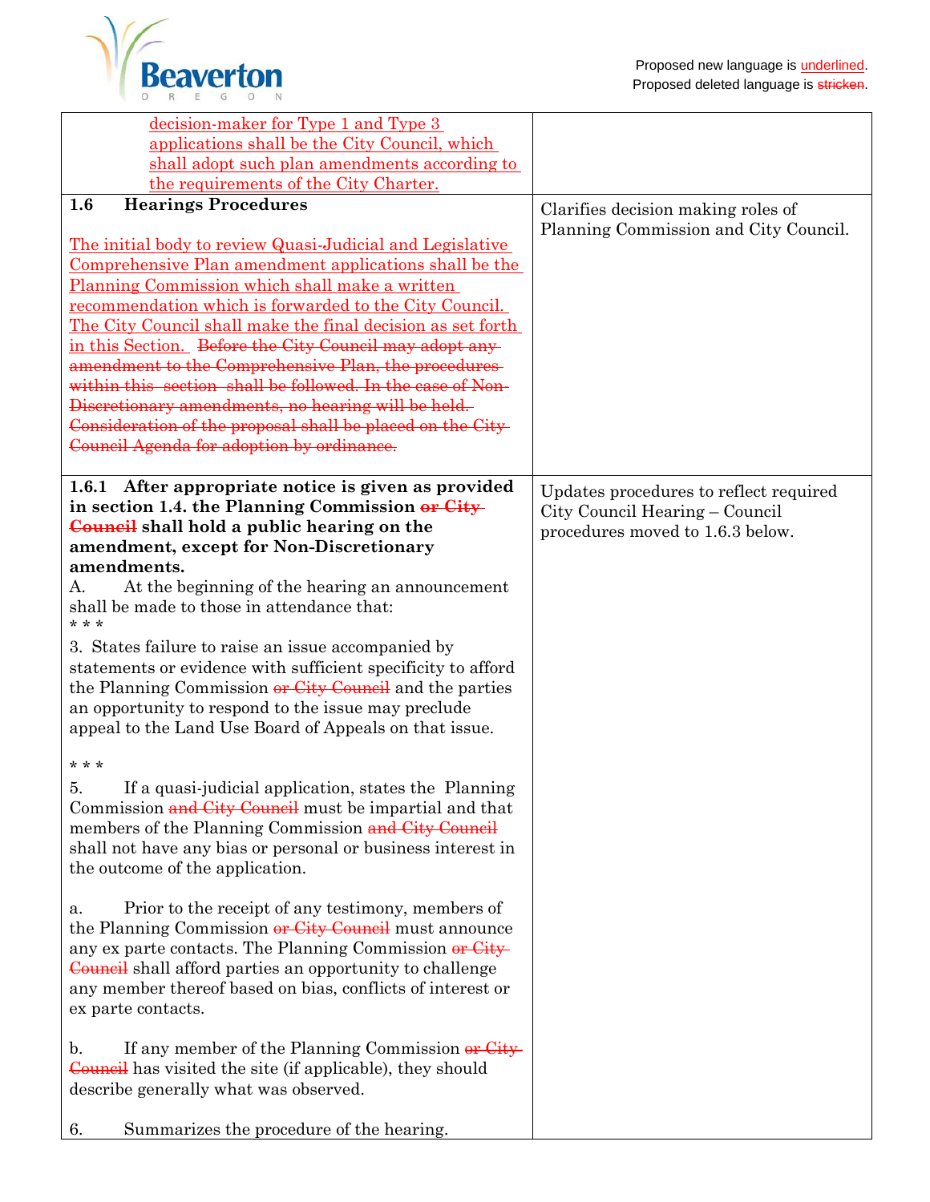Proposed new language is <u>underlined</u>.
Proposed deleted language is ~~stricken~~.

| | |
|---|---|
| <u>decision-maker for Type 1 and Type 3 applications shall be the City Council, which shall adopt such plan amendments according to the requirements of the City Charter.</u> | |
| **1.6 Hearings Procedures**<br><br><u>The initial body to review Quasi-Judicial and Legislative Comprehensive Plan amendment applications shall be the Planning Commission which shall make a written recommendation which is forwarded to the City Council. The City Council shall make the final decision as set forth in this Section.</u> ~~Before the City Council may adopt any amendment to the Comprehensive Plan, the procedures within this section shall be followed. In the case of Non-Discretionary amendments, no hearing will be held. Consideration of the proposal shall be placed on the City Council Agenda for adoption by ordinance.~~ | Clarifies decision making roles of Planning Commission and City Council. |
| **1.6.1 After appropriate notice is given as provided in section 1.4. the Planning Commission ~~or City Council~~ shall hold a public hearing on the amendment, except for Non-Discretionary amendments.**<br>A. At the beginning of the hearing an announcement shall be made to those in attendance that:<br>* * *<br>3. States failure to raise an issue accompanied by statements or evidence with sufficient specificity to afford the Planning Commission ~~or City Council~~ and the parties an opportunity to respond to the issue may preclude appeal to the Land Use Board of Appeals on that issue.<br><br>* * *<br>5. If a quasi-judicial application, states the Planning Commission ~~and City Council~~ must be impartial and that members of the Planning Commission ~~and City Council~~ shall not have any bias or personal or business interest in the outcome of the application.<br><br>a. Prior to the receipt of any testimony, members of the Planning Commission ~~or City Council~~ must announce any ex parte contacts. The Planning Commission ~~or City Council~~ shall afford parties an opportunity to challenge any member thereof based on bias, conflicts of interest or ex parte contacts.<br><br>b. If any member of the Planning Commission ~~or City Council~~ has visited the site (if applicable), they should describe generally what was observed.<br><br>6. Summarizes the procedure of the hearing. | Updates procedures to reflect required City Council Hearing – Council procedures moved to 1.6.3 below. |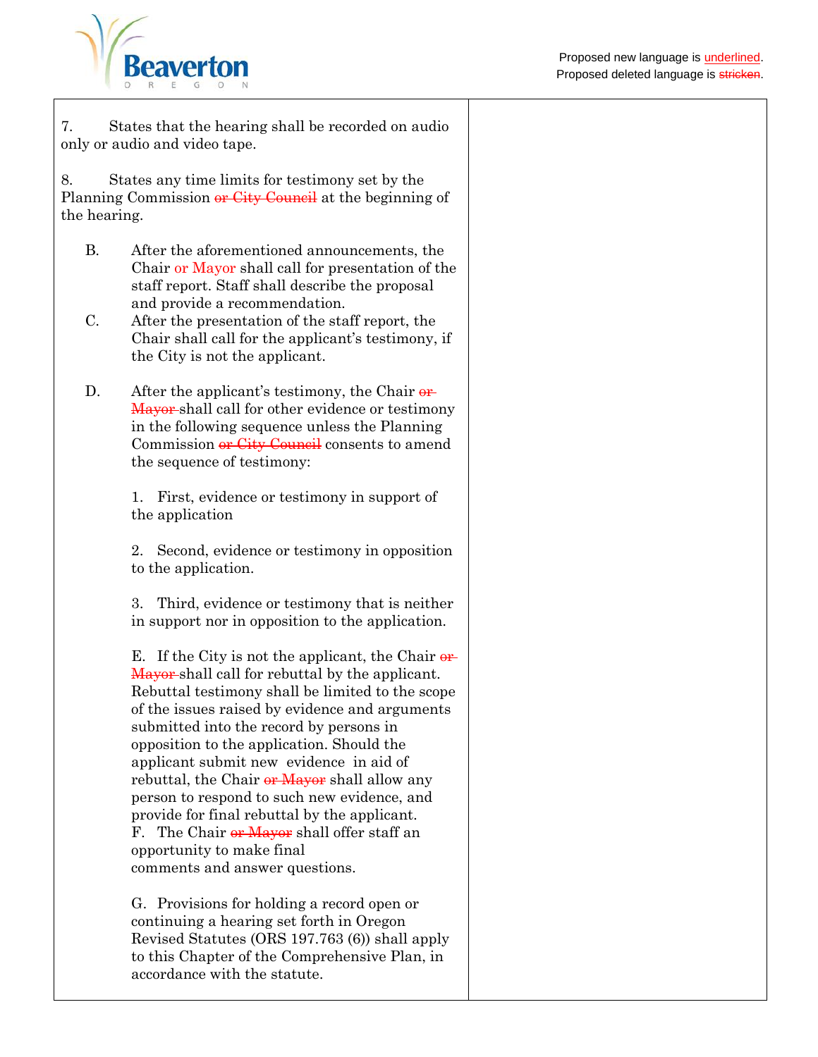7. States that the hearing shall be recorded on audio only or audio and video tape.

8. States any time limits for testimony set by the Planning Commission ~~or City Council~~ at the beginning of the hearing.

B. After the aforementioned announcements, the Chair or Mayor shall call for presentation of the staff report. Staff shall describe the proposal and provide a recommendation.

C. After the presentation of the staff report, the Chair shall call for the applicant's testimony, if the City is not the applicant.

D. After the applicant's testimony, the Chair ~~or Mayor~~ shall call for other evidence or testimony in the following sequence unless the Planning Commission ~~or City Council~~ consents to amend the sequence of testimony:

1. First, evidence or testimony in support of the application

2. Second, evidence or testimony in opposition to the application.

3. Third, evidence or testimony that is neither in support nor in opposition to the application.

E. If the City is not the applicant, the Chair ~~or Mayor~~ shall call for rebuttal by the applicant. Rebuttal testimony shall be limited to the scope of the issues raised by evidence and arguments submitted into the record by persons in opposition to the application. Should the applicant submit new evidence in aid of rebuttal, the Chair ~~or Mayor~~ shall allow any person to respond to such new evidence, and provide for final rebuttal by the applicant.

F. The Chair ~~or Mayor~~ shall offer staff an opportunity to make final comments and answer questions.

G. Provisions for holding a record open or continuing a hearing set forth in Oregon Revised Statutes (ORS 197.763 (6)) shall apply to this Chapter of the Comprehensive Plan, in accordance with the statute.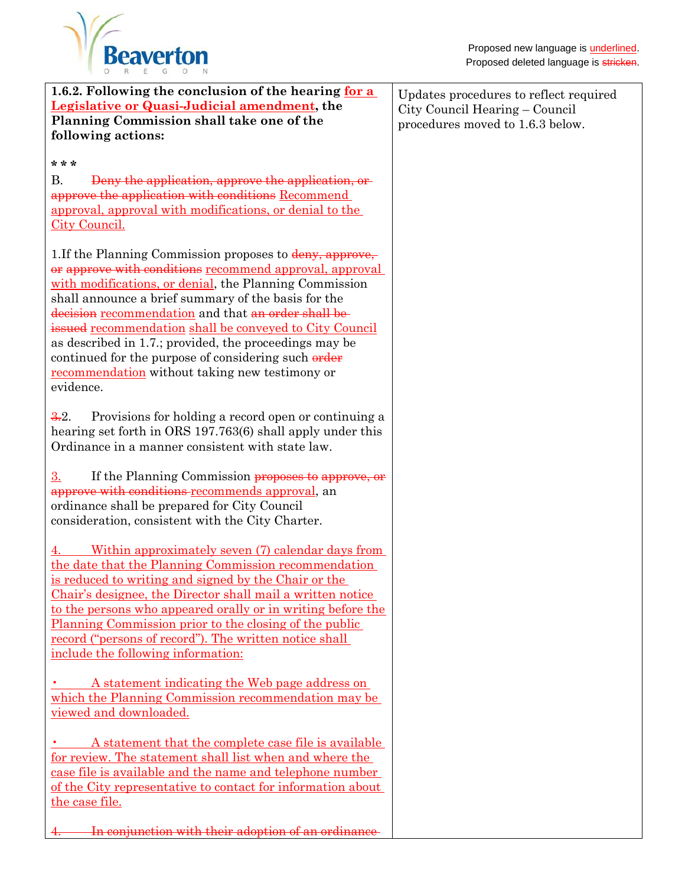Proposed new language is <u>underlined</u>.
Proposed deleted language is ~~stricken~~.

| | |
|---|---|
| **1.6.2. Following the conclusion of the hearing <u>for a Legislative or Quasi-Judicial amendment</u>, the Planning Commission shall take one of the following actions:**<br><br>**\* \* \***<br>B. ~~Deny the application, approve the application, or approve the application with conditions~~ <u>Recommend approval, approval with modifications, or denial to the City Council.</u><br><br>1.If the Planning Commission proposes to ~~deny, approve, or approve with conditions~~ <u>recommend approval, approval with modifications, or denial</u>, the Planning Commission shall announce a brief summary of the basis for the ~~decision~~ <u>recommendation</u> and that ~~an order shall be issued~~ <u>recommendation</u> <u>shall be conveyed to City Council</u> as described in 1.7.; provided, the proceedings may be continued for the purpose of considering such ~~order~~ <u>recommendation</u> without taking new testimony or evidence.<br><br>~~3.~~2. Provisions for holding a record open or continuing a hearing set forth in ORS 197.763(6) shall apply under this Ordinance in a manner consistent with state law.<br><br><u>3.</u> If the Planning Commission ~~proposes to approve, or approve with conditions~~ <u>recommends approval</u>, an ordinance shall be prepared for City Council consideration, consistent with the City Charter.<br><br><u>4. Within approximately seven (7) calendar days from the date that the Planning Commission recommendation is reduced to writing and signed by the Chair or the Chair's designee, the Director shall mail a written notice to the persons who appeared orally or in writing before the Planning Commission prior to the closing of the public record ("persons of record"). The written notice shall include the following information:</u><br><br><u>• A statement indicating the Web page address on which the Planning Commission recommendation may be viewed and downloaded.</u><br><br><u>• A statement that the complete case file is available for review. The statement shall list when and where the case file is available and the name and telephone number of the City representative to contact for information about the case file.</u><br><br>~~4. In conjunction with their adoption of an ordinance~~ | Updates procedures to reflect required City Council Hearing – Council procedures moved to 1.6.3 below. |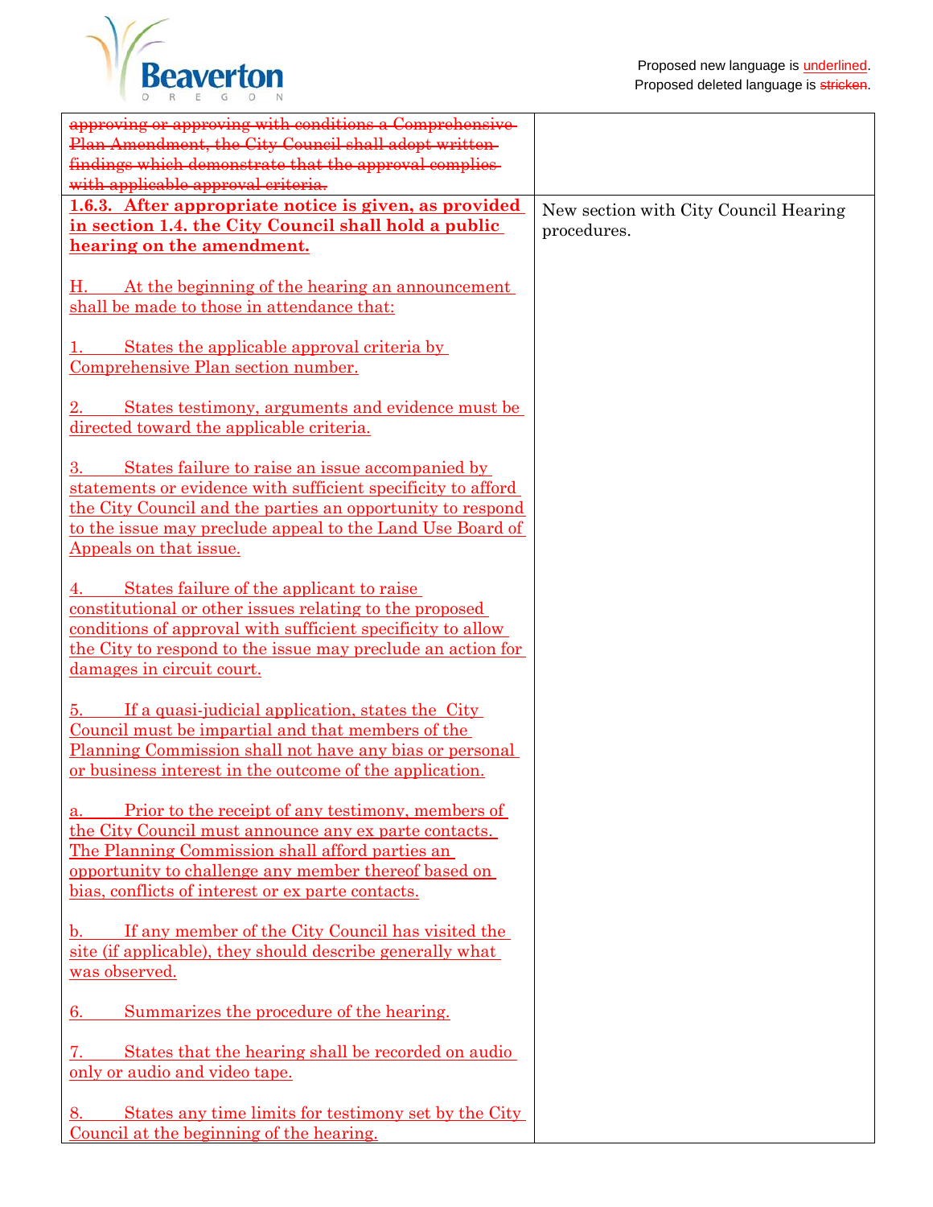Proposed new language is underlined.
Proposed deleted language is ~~stricken~~.

| | |
|---|---|
| ~~approving or approving with conditions a Comprehensive Plan Amendment, the City Council shall adopt written findings which demonstrate that the approval complies with applicable approval criteria.~~ | |
| **1.6.3. After appropriate notice is given, as provided in section 1.4. the City Council shall hold a public hearing on the amendment.**<br><br>H. At the beginning of the hearing an announcement shall be made to those in attendance that:<br><br>1. States the applicable approval criteria by Comprehensive Plan section number.<br><br>2. States testimony, arguments and evidence must be directed toward the applicable criteria.<br><br>3. States failure to raise an issue accompanied by statements or evidence with sufficient specificity to afford the City Council and the parties an opportunity to respond to the issue may preclude appeal to the Land Use Board of Appeals on that issue.<br><br>4. States failure of the applicant to raise constitutional or other issues relating to the proposed conditions of approval with sufficient specificity to allow the City to respond to the issue may preclude an action for damages in circuit court.<br><br>5. If a quasi-judicial application, states the City Council must be impartial and that members of the Planning Commission shall not have any bias or personal or business interest in the outcome of the application.<br><br>a. Prior to the receipt of any testimony, members of the City Council must announce any ex parte contacts. The Planning Commission shall afford parties an opportunity to challenge any member thereof based on bias, conflicts of interest or ex parte contacts.<br><br>b. If any member of the City Council has visited the site (if applicable), they should describe generally what was observed.<br><br>6. Summarizes the procedure of the hearing.<br><br>7. States that the hearing shall be recorded on audio only or audio and video tape.<br><br>8. States any time limits for testimony set by the City Council at the beginning of the hearing. | New section with City Council Hearing procedures. |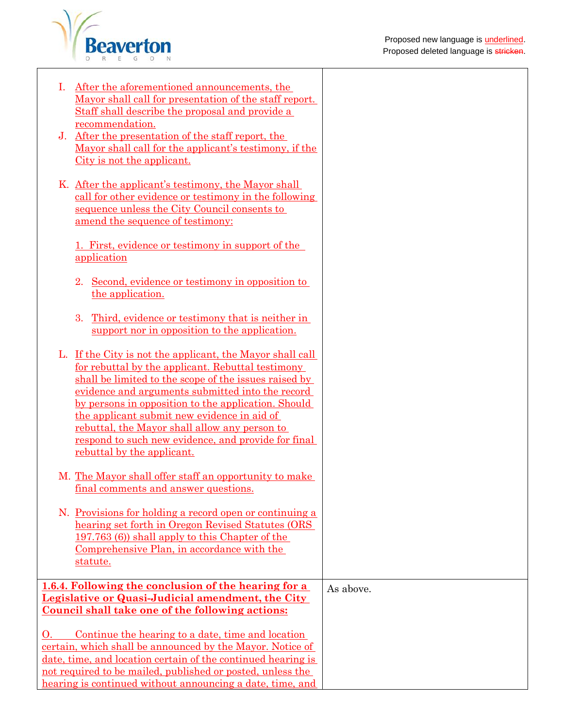Proposed new language is underlined.
Proposed deleted language is ~~stricken~~.

| | |
|---|---|
| I. <u>After the aforementioned announcements, the Mayor shall call for presentation of the staff report. Staff shall describe the proposal and provide a recommendation.</u><br>J. <u>After the presentation of the staff report, the Mayor shall call for the applicant's testimony, if the City is not the applicant.</u><br><br>K. <u>After the applicant's testimony, the Mayor shall call for other evidence or testimony in the following sequence unless the City Council consents to amend the sequence of testimony:</u><br><br><u>1. First, evidence or testimony in support of the application</u><br><br><u>2. Second, evidence or testimony in opposition to the application.</u><br><br><u>3. Third, evidence or testimony that is neither in support nor in opposition to the application.</u><br><br>L. <u>If the City is not the applicant, the Mayor shall call for rebuttal by the applicant. Rebuttal testimony shall be limited to the scope of the issues raised by evidence and arguments submitted into the record by persons in opposition to the application. Should the applicant submit new evidence in aid of rebuttal, the Mayor shall allow any person to respond to such new evidence, and provide for final rebuttal by the applicant.</u><br><br>M. <u>The Mayor shall offer staff an opportunity to make final comments and answer questions.</u><br><br>N. <u>Provisions for holding a record open or continuing a hearing set forth in Oregon Revised Statutes (ORS 197.763 (6)) shall apply to this Chapter of the Comprehensive Plan, in accordance with the statute.</u> | |
| <u>**1.6.4. Following the conclusion of the hearing for a Legislative or Quasi-Judicial amendment, the City Council shall take one of the following actions:**</u><br><br><u>O. Continue the hearing to a date, time and location certain, which shall be announced by the Mayor. Notice of date, time, and location certain of the continued hearing is not required to be mailed, published or posted, unless the hearing is continued without announcing a date, time, and</u> | As above. |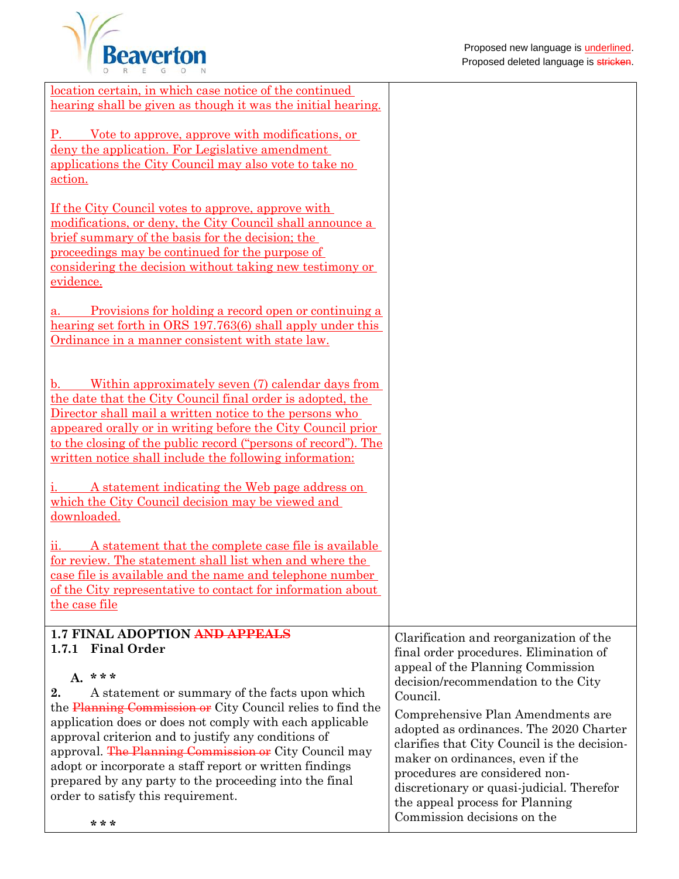Proposed new language is <u>underlined</u>.
Proposed deleted language is ~~stricken~~.

| | |
|---|---|
| <u>location certain, in which case notice of the continued hearing shall be given as though it was the initial hearing.</u><br><br><u>P. Vote to approve, approve with modifications, or deny the application. For Legislative amendment applications the City Council may also vote to take no action.</u><br><br><u>If the City Council votes to approve, approve with modifications, or deny, the City Council shall announce a brief summary of the basis for the decision; the proceedings may be continued for the purpose of considering the decision without taking new testimony or evidence.</u><br><br><u>a. Provisions for holding a record open or continuing a hearing set forth in ORS 197.763(6) shall apply under this Ordinance in a manner consistent with state law.</u><br><br><u>b. Within approximately seven (7) calendar days from the date that the City Council final order is adopted, the Director shall mail a written notice to the persons who appeared orally or in writing before the City Council prior to the closing of the public record ("persons of record"). The written notice shall include the following information:</u><br><br><u>i. A statement indicating the Web page address on which the City Council decision may be viewed and downloaded.</u><br><br><u>ii. A statement that the complete case file is available for review. The statement shall list when and where the case file is available and the name and telephone number of the City representative to contact for information about the case file</u> | |
| **1.7 FINAL ADOPTION ~~AND APPEALS~~**<br>**1.7.1 Final Order**<br><br>**A. * * ***<br>**2.** A statement or summary of the facts upon which the ~~Planning Commission or~~ City Council relies to find the application does or does not comply with each applicable approval criterion and to justify any conditions of approval. ~~The Planning Commission or~~ City Council may adopt or incorporate a staff report or written findings prepared by any party to the proceeding into the final order to satisfy this requirement.<br><br>* * * | Clarification and reorganization of the final order procedures. Elimination of appeal of the Planning Commission decision/recommendation to the City Council.<br><br>Comprehensive Plan Amendments are adopted as ordinances. The 2020 Charter clarifies that City Council is the decision-maker on ordinances, even if the procedures are considered non-discretionary or quasi-judicial. Therefor the appeal process for Planning Commission decisions on the |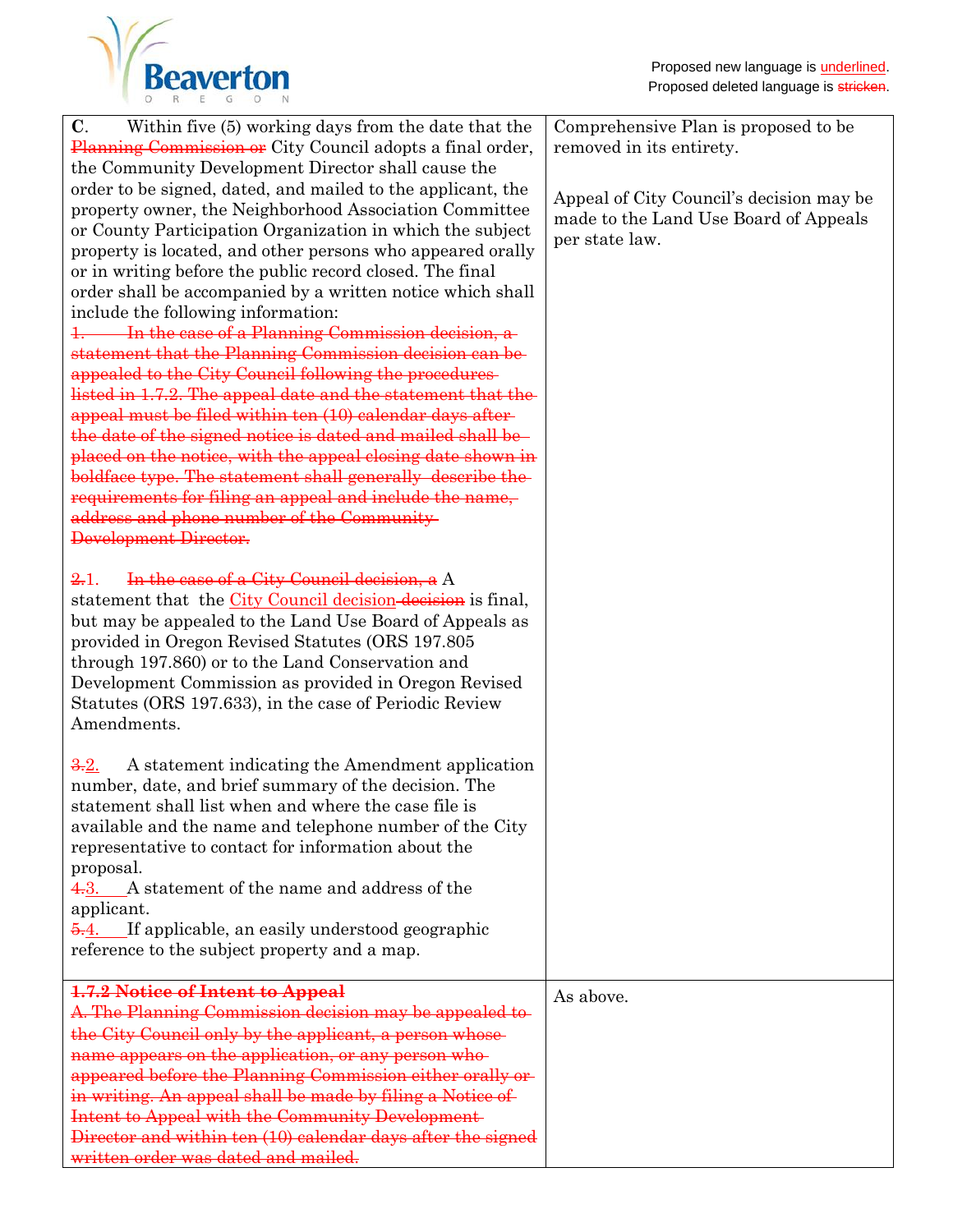Proposed new language is <u>underlined</u>.
Proposed deleted language is ~~stricken~~.

| | |
|---|---|
| **C**. Within five (5) working days from the date that the ~~Planning Commission or~~ City Council adopts a final order, the Community Development Director shall cause the order to be signed, dated, and mailed to the applicant, the property owner, the Neighborhood Association Committee or County Participation Organization in which the subject property is located, and other persons who appeared orally or in writing before the public record closed. The final order shall be accompanied by a written notice which shall include the following information:<br>~~1. In the case of a Planning Commission decision, a statement that the Planning Commission decision can be appealed to the City Council following the procedures listed in 1.7.2. The appeal date and the statement that the appeal must be filed within ten (10) calendar days after the date of the signed notice is dated and mailed shall be placed on the notice, with the appeal closing date shown in boldface type. The statement shall generally describe the requirements for filing an appeal and include the name, address and phone number of the Community Development Director.~~<br><br>~~2.~~1. ~~In the case of a City Council decision, a~~ A statement that the <u>City Council decision</u> ~~decision~~ is final, but may be appealed to the Land Use Board of Appeals as provided in Oregon Revised Statutes (ORS 197.805 through 197.860) or to the Land Conservation and Development Commission as provided in Oregon Revised Statutes (ORS 197.633), in the case of Periodic Review Amendments.<br><br>~~3.~~<u>2.</u> A statement indicating the Amendment application number, date, and brief summary of the decision. The statement shall list when and where the case file is available and the name and telephone number of the City representative to contact for information about the proposal.<br>~~4.~~<u>3.</u> A statement of the name and address of the applicant.<br>~~5.~~<u>4.</u> If applicable, an easily understood geographic reference to the subject property and a map. | Comprehensive Plan is proposed to be removed in its entirety.<br><br>Appeal of City Council's decision may be made to the Land Use Board of Appeals per state law. |
| ~~**1.7.2 Notice of Intent to Appeal**~~<br>~~A. The Planning Commission decision may be appealed to the City Council only by the applicant, a person whose name appears on the application, or any person who appeared before the Planning Commission either orally or in writing. An appeal shall be made by filing a Notice of Intent to Appeal with the Community Development Director and within ten (10) calendar days after the signed written order was dated and mailed.~~ | As above. |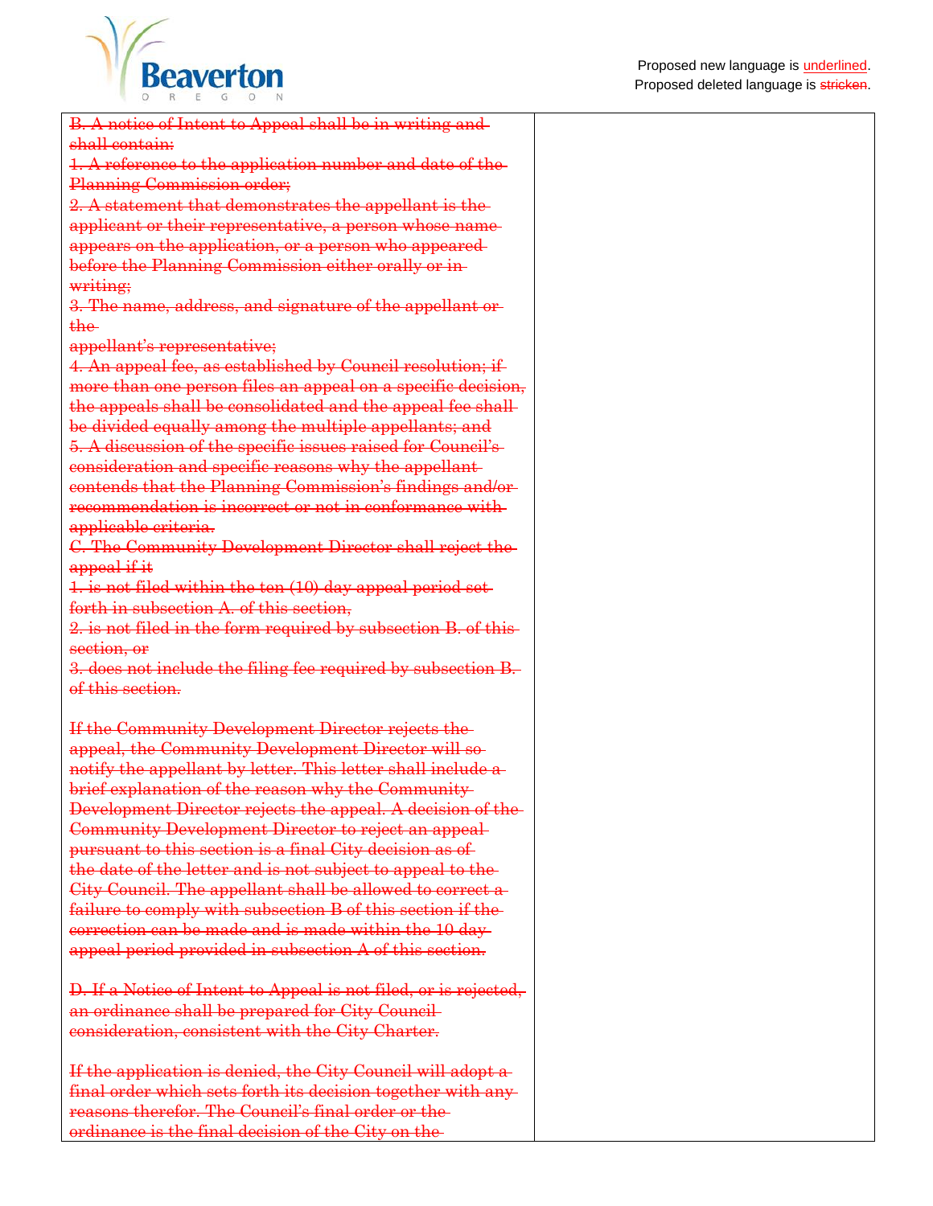Proposed new language is <u>underlined</u>.
Proposed deleted language is ~~stricken~~.

| | |
|---|---|
| ~~B. A notice of Intent to Appeal shall be in writing and shall contain:~~<br>~~1. A reference to the application number and date of the Planning Commission order;~~<br>~~2. A statement that demonstrates the appellant is the applicant or their representative, a person whose name appears on the application, or a person who appeared before the Planning Commission either orally or in writing;~~<br>~~3. The name, address, and signature of the appellant or the appellant's representative;~~<br>~~4. An appeal fee, as established by Council resolution; if more than one person files an appeal on a specific decision, the appeals shall be consolidated and the appeal fee shall be divided equally among the multiple appellants; and~~<br>~~5. A discussion of the specific issues raised for Council's consideration and specific reasons why the appellant contends that the Planning Commission's findings and/or recommendation is incorrect or not in conformance with applicable criteria.~~<br>~~C. The Community Development Director shall reject the appeal if it~~<br>~~1. is not filed within the ten (10) day appeal period set forth in subsection A. of this section,~~<br>~~2. is not filed in the form required by subsection B. of this section, or~~<br>~~3. does not include the filing fee required by subsection B. of this section.~~<br><br>~~If the Community Development Director rejects the appeal, the Community Development Director will so notify the appellant by letter. This letter shall include a brief explanation of the reason why the Community Development Director rejects the appeal. A decision of the Community Development Director to reject an appeal pursuant to this section is a final City decision as of the date of the letter and is not subject to appeal to the City Council. The appellant shall be allowed to correct a failure to comply with subsection B of this section if the correction can be made and is made within the 10 day appeal period provided in subsection A of this section.~~<br><br>~~D. If a Notice of Intent to Appeal is not filed, or is rejected, an ordinance shall be prepared for City Council consideration, consistent with the City Charter.~~<br><br>~~If the application is denied, the City Council will adopt a final order which sets forth its decision together with any reasons therefor. The Council's final order or the ordinance is the final decision of the City on the~~ | |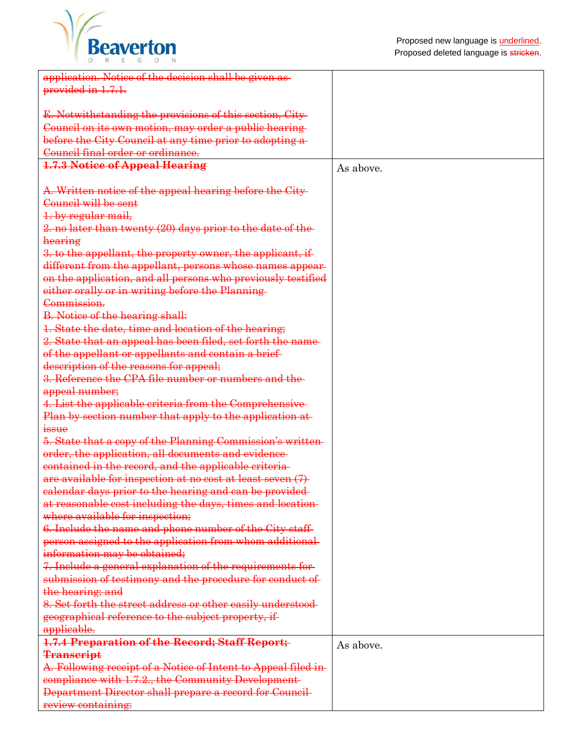Proposed new language is underlined.
Proposed deleted language is ~~stricken~~.

| | |
|---|---|
| ~~application. Notice of the decision shall be given as provided in 1.7.1.~~<br><br>~~E. Notwithstanding the provisions of this section, City Council on its own motion, may order a public hearing before the City Council at any time prior to adopting a Council final order or ordinance.~~ | |
| ~~**1.7.3 Notice of Appeal Hearing**~~<br><br>~~A. Written notice of the appeal hearing before the City Council will be sent~~<br>~~1. by regular mail,~~<br>~~2. no later than twenty (20) days prior to the date of the hearing~~<br>~~3. to the appellant, the property owner, the applicant, if different from the appellant, persons whose names appear on the application, and all persons who previously testified either orally or in writing before the Planning Commission.~~<br>~~B. Notice of the hearing shall:~~<br>~~1. State the date, time and location of the hearing;~~<br>~~2. State that an appeal has been filed, set forth the name of the appellant or appellants and contain a brief description of the reasons for appeal;~~<br>~~3. Reference the CPA file number or numbers and the appeal number;~~<br>~~4. List the applicable criteria from the Comprehensive Plan by section number that apply to the application at issue~~<br>~~5. State that a copy of the Planning Commission's written order, the application, all documents and evidence contained in the record, and the applicable criteria are available for inspection at no cost at least seven (7) calendar days prior to the hearing and can be provided at reasonable cost including the days, times and location where available for inspection;~~<br>~~6. Include the name and phone number of the City staff person assigned to the application from whom additional information may be obtained;~~<br>~~7. Include a general explanation of the requirements for submission of testimony and the procedure for conduct of the hearing; and~~<br>~~8. Set forth the street address or other easily understood geographical reference to the subject property, if applicable.~~ | As above. |
| ~~**1.7.4 Preparation of the Record; Staff Report; Transcript**~~<br>~~A. Following receipt of a Notice of Intent to Appeal filed in compliance with 1.7.2., the Community Development Department Director shall prepare a record for Council review containing:~~ | As above. |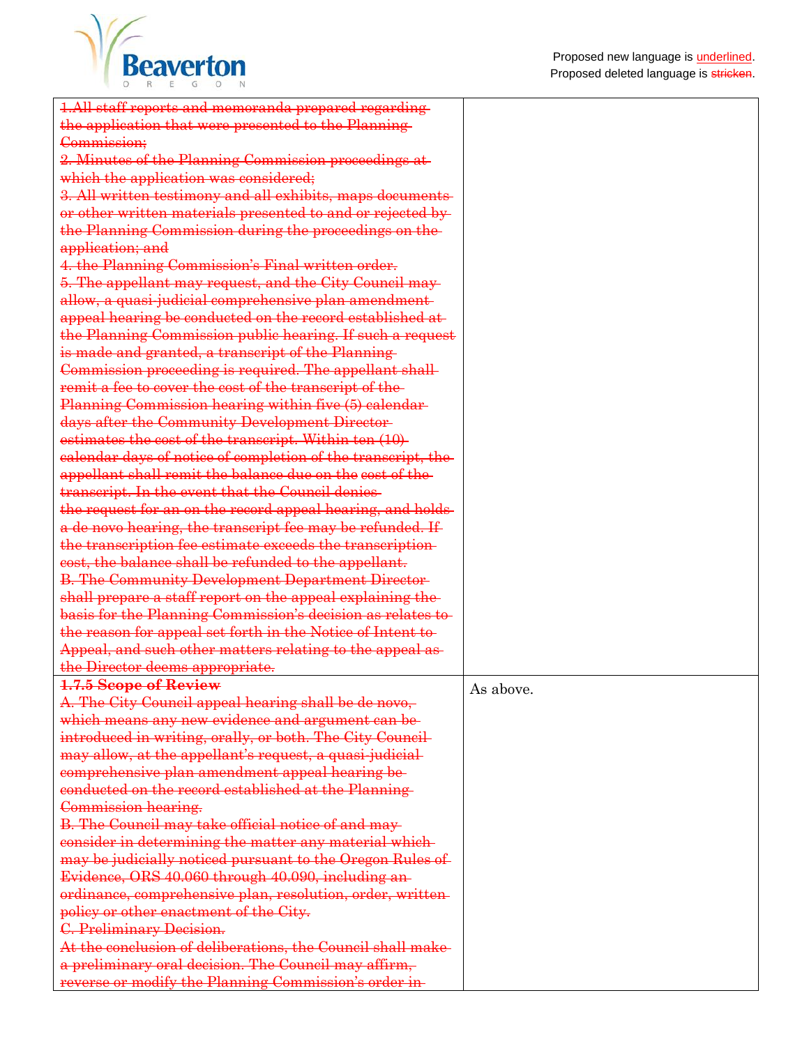Proposed new language is <u>underlined</u>.
Proposed deleted language is ~~stricken~~.

| | |
|---|---|
| ~~1.All staff reports and memoranda prepared regarding the application that were presented to the Planning Commission;~~<br>~~2. Minutes of the Planning Commission proceedings at which the application was considered;~~<br>~~3. All written testimony and all exhibits, maps documents or other written materials presented to and or rejected by the Planning Commission during the proceedings on the application; and~~<br>~~4. the Planning Commission's Final written order.~~<br>~~5. The appellant may request, and the City Council may allow, a quasi-judicial comprehensive plan amendment appeal hearing be conducted on the record established at the Planning Commission public hearing. If such a request is made and granted, a transcript of the Planning Commission proceeding is required. The appellant shall remit a fee to cover the cost of the transcript of the Planning Commission hearing within five (5) calendar days after the Community Development Director estimates the cost of the transcript. Within ten (10) calendar days of notice of completion of the transcript, the appellant shall remit the balance due on the cost of the transcript. In the event that the Council denies the request for an on the record appeal hearing, and holds a de novo hearing, the transcript fee may be refunded. If the transcription fee estimate exceeds the transcription cost, the balance shall be refunded to the appellant.~~<br>~~B. The Community Development Department Director shall prepare a staff report on the appeal explaining the basis for the Planning Commission's decision as relates to the reason for appeal set forth in the Notice of Intent to Appeal, and such other matters relating to the appeal as the Director deems appropriate.~~ | |
| ~~**1.7.5 Scope of Review**~~<br>~~A. The City Council appeal hearing shall be de novo, which means any new evidence and argument can be introduced in writing, orally, or both. The City Council may allow, at the appellant's request, a quasi-judicial comprehensive plan amendment appeal hearing be conducted on the record established at the Planning Commission hearing.~~<br>~~B. The Council may take official notice of and may consider in determining the matter any material which may be judicially noticed pursuant to the Oregon Rules of Evidence, ORS 40.060 through 40.090, including an ordinance, comprehensive plan, resolution, order, written policy or other enactment of the City.~~<br>~~C. Preliminary Decision.~~<br>~~At the conclusion of deliberations, the Council shall make a preliminary oral decision. The Council may affirm, reverse or modify the Planning Commission's order in~~ | As above. |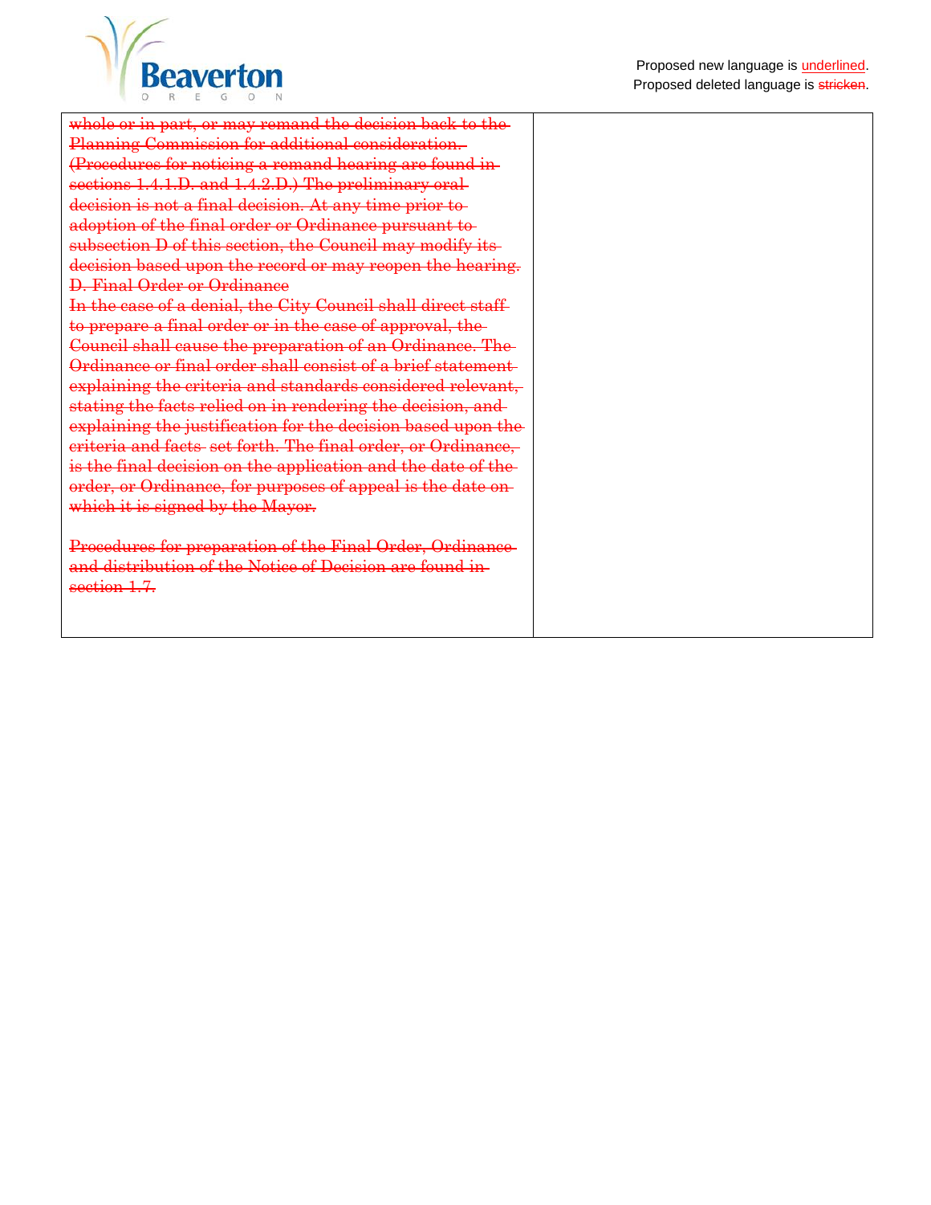| | |
|---|---|
| ~~whole or in part, or may remand the decision back to the Planning Commission for additional consideration. (Procedures for noticing a remand hearing are found in sections 1.4.1.D. and 1.4.2.D.) The preliminary oral decision is not a final decision. At any time prior to adoption of the final order or Ordinance pursuant to subsection D of this section, the Council may modify its decision based upon the record or may reopen the hearing.~~<br>~~D. Final Order or Ordinance~~<br>~~In the case of a denial, the City Council shall direct staff to prepare a final order or in the case of approval, the Council shall cause the preparation of an Ordinance. The Ordinance or final order shall consist of a brief statement explaining the criteria and standards considered relevant, stating the facts relied on in rendering the decision, and explaining the justification for the decision based upon the criteria and facts set forth. The final order, or Ordinance, is the final decision on the application and the date of the order, or Ordinance, for purposes of appeal is the date on which it is signed by the Mayor.~~<br><br>~~Procedures for preparation of the Final Order, Ordinance and distribution of the Notice of Decision are found in section 1.7.~~ | |